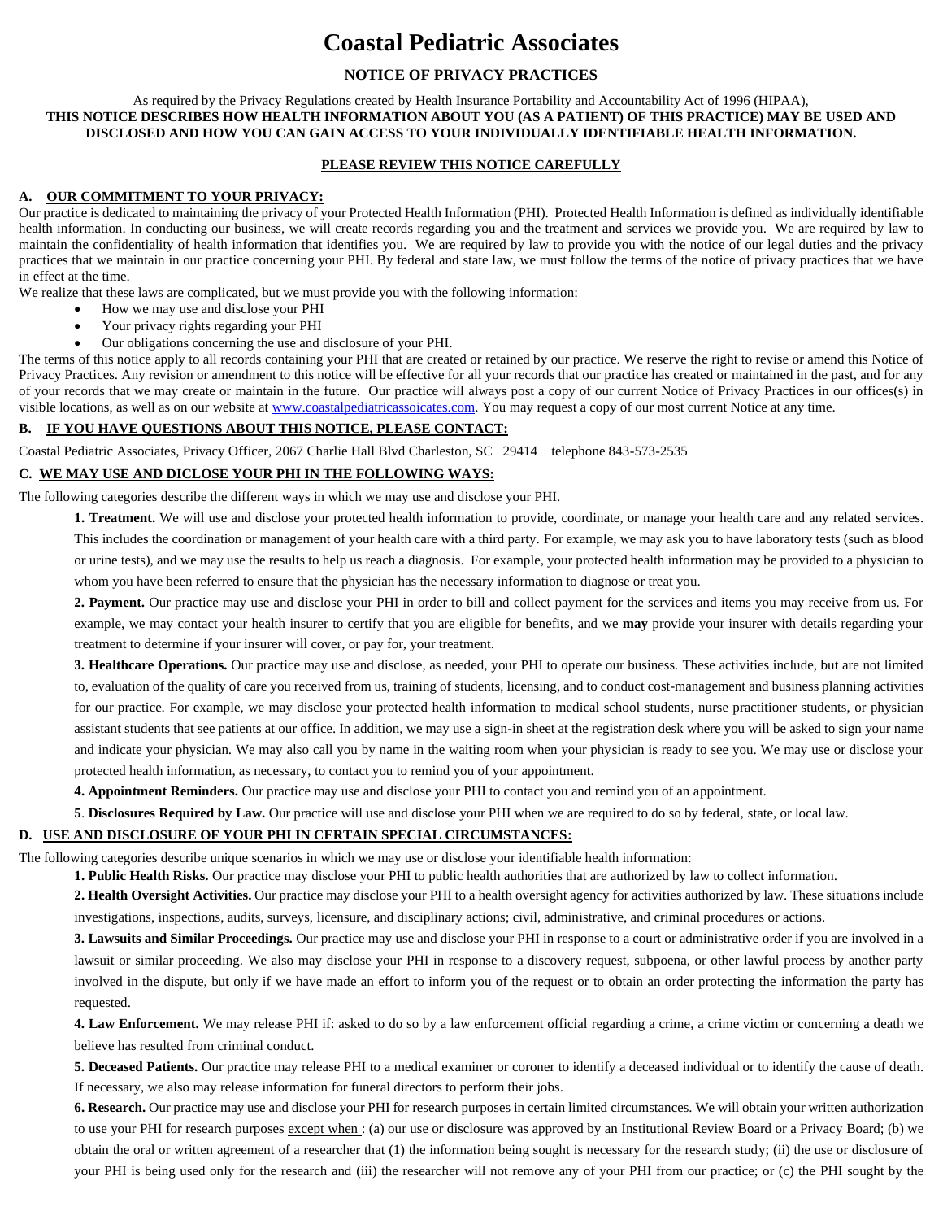# Coastal Pediatric Associates

## NOTICE OF PRIVACY PRACTICES

As required by the Privacy Regulations created by Health Insurance Portability and Accountability Act of 1996 (HIPAA),
**THIS NOTICE DESCRIBES HOW HEALTH INFORMATION ABOUT YOU (AS A PATIENT) OF THIS PRACTICE) MAY BE USED AND DISCLOSED AND HOW YOU CAN GAIN ACCESS TO YOUR INDIVIDUALLY IDENTIFIABLE HEALTH INFORMATION.**

**PLEASE REVIEW THIS NOTICE CAREFULLY**

### A. OUR COMMITMENT TO YOUR PRIVACY:

Our practice is dedicated to maintaining the privacy of your Protected Health Information (PHI). Protected Health Information is defined as individually identifiable health information. In conducting our business, we will create records regarding you and the treatment and services we provide you. We are required by law to maintain the confidentiality of health information that identifies you. We are required by law to provide you with the notice of our legal duties and the privacy practices that we maintain in our practice concerning your PHI. By federal and state law, we must follow the terms of the notice of privacy practices that we have in effect at the time.

We realize that these laws are complicated, but we must provide you with the following information:

- How we may use and disclose your PHI
- Your privacy rights regarding your PHI
- Our obligations concerning the use and disclosure of your PHI.

The terms of this notice apply to all records containing your PHI that are created or retained by our practice. We reserve the right to revise or amend this Notice of Privacy Practices. Any revision or amendment to this notice will be effective for all your records that our practice has created or maintained in the past, and for any of your records that we may create or maintain in the future. Our practice will always post a copy of our current Notice of Privacy Practices in our offices(s) in visible locations, as well as on our website at www.coastalpediatricassoicates.com. You may request a copy of our most current Notice at any time.

### B. IF YOU HAVE QUESTIONS ABOUT THIS NOTICE, PLEASE CONTACT:

Coastal Pediatric Associates, Privacy Officer, 2067 Charlie Hall Blvd Charleston, SC 29414 telephone 843-573-2535

### C. WE MAY USE AND DICLOSE YOUR PHI IN THE FOLLOWING WAYS:

The following categories describe the different ways in which we may use and disclose your PHI.

**1. Treatment.** We will use and disclose your protected health information to provide, coordinate, or manage your health care and any related services. This includes the coordination or management of your health care with a third party. For example, we may ask you to have laboratory tests (such as blood or urine tests), and we may use the results to help us reach a diagnosis. For example, your protected health information may be provided to a physician to whom you have been referred to ensure that the physician has the necessary information to diagnose or treat you.

**2. Payment.** Our practice may use and disclose your PHI in order to bill and collect payment for the services and items you may receive from us. For example, we may contact your health insurer to certify that you are eligible for benefits, and we **may** provide your insurer with details regarding your treatment to determine if your insurer will cover, or pay for, your treatment.

**3. Healthcare Operations.** Our practice may use and disclose, as needed, your PHI to operate our business. These activities include, but are not limited to, evaluation of the quality of care you received from us, training of students, licensing, and to conduct cost-management and business planning activities for our practice. For example, we may disclose your protected health information to medical school students, nurse practitioner students, or physician assistant students that see patients at our office. In addition, we may use a sign-in sheet at the registration desk where you will be asked to sign your name and indicate your physician. We may also call you by name in the waiting room when your physician is ready to see you. We may use or disclose your protected health information, as necessary, to contact you to remind you of your appointment.

**4. Appointment Reminders.** Our practice may use and disclose your PHI to contact you and remind you of an appointment.

**5**. **Disclosures Required by Law.** Our practice will use and disclose your PHI when we are required to do so by federal, state, or local law.

### D. USE AND DISCLOSURE OF YOUR PHI IN CERTAIN SPECIAL CIRCUMSTANCES:

The following categories describe unique scenarios in which we may use or disclose your identifiable health information:

**1. Public Health Risks.** Our practice may disclose your PHI to public health authorities that are authorized by law to collect information.

**2. Health Oversight Activities.** Our practice may disclose your PHI to a health oversight agency for activities authorized by law. These situations include investigations, inspections, audits, surveys, licensure, and disciplinary actions; civil, administrative, and criminal procedures or actions.

**3. Lawsuits and Similar Proceedings.** Our practice may use and disclose your PHI in response to a court or administrative order if you are involved in a lawsuit or similar proceeding. We also may disclose your PHI in response to a discovery request, subpoena, or other lawful process by another party involved in the dispute, but only if we have made an effort to inform you of the request or to obtain an order protecting the information the party has requested.

**4. Law Enforcement.** We may release PHI if: asked to do so by a law enforcement official regarding a crime, a crime victim or concerning a death we believe has resulted from criminal conduct.

**5. Deceased Patients.** Our practice may release PHI to a medical examiner or coroner to identify a deceased individual or to identify the cause of death. If necessary, we also may release information for funeral directors to perform their jobs.

**6. Research.** Our practice may use and disclose your PHI for research purposes in certain limited circumstances. We will obtain your written authorization to use your PHI for research purposes except when : (a) our use or disclosure was approved by an Institutional Review Board or a Privacy Board; (b) we obtain the oral or written agreement of a researcher that (1) the information being sought is necessary for the research study; (ii) the use or disclosure of your PHI is being used only for the research and (iii) the researcher will not remove any of your PHI from our practice; or (c) the PHI sought by the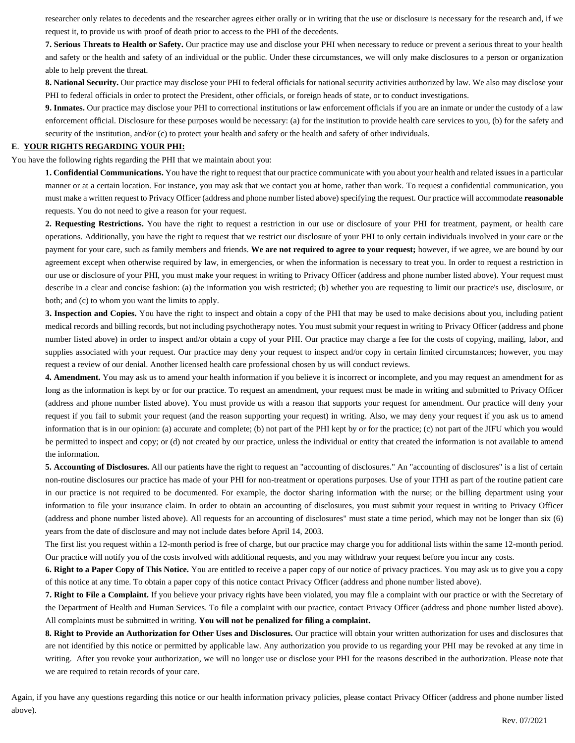researcher only relates to decedents and the researcher agrees either orally or in writing that the use or disclosure is necessary for the research and, if we request it, to provide us with proof of death prior to access to the PHI of the decedents.

**7. Serious Threats to Health or Safety.** Our practice may use and disclose your PHI when necessary to reduce or prevent a serious threat to your health and safety or the health and safety of an individual or the public. Under these circumstances, we will only make disclosures to a person or organization able to help prevent the threat.

**8. National Security.** Our practice may disclose your PHI to federal officials for national security activities authorized by law. We also may disclose your PHI to federal officials in order to protect the President, other officials, or foreign heads of state, or to conduct investigations.

**9. Inmates.** Our practice may disclose your PHI to correctional institutions or law enforcement officials if you are an inmate or under the custody of a law enforcement official. Disclosure for these purposes would be necessary: (a) for the institution to provide health care services to you, (b) for the safety and security of the institution, and/or (c) to protect your health and safety or the health and safety of other individuals.

**E**. **YOUR RIGHTS REGARDING YOUR PHI:**

You have the following rights regarding the PHI that we maintain about you:

**1. Confidential Communications.** You have the right to request that our practice communicate with you about your health and related issues in a particular manner or at a certain location. For instance, you may ask that we contact you at home, rather than work. To request a confidential communication, you must make a written request to Privacy Officer (address and phone number listed above) specifying the request. Our practice will accommodate **reasonable** requests. You do not need to give a reason for your request.

**2. Requesting Restrictions.** You have the right to request a restriction in our use or disclosure of your PHI for treatment, payment, or health care operations. Additionally, you have the right to request that we restrict our disclosure of your PHI to only certain individuals involved in your care or the payment for your care, such as family members and friends. **We are not required to agree to your request;** however, if we agree, we are bound by our agreement except when otherwise required by law, in emergencies, or when the information is necessary to treat you. In order to request a restriction in our use or disclosure of your PHI, you must make your request in writing to Privacy Officer (address and phone number listed above). Your request must describe in a clear and concise fashion: (a) the information you wish restricted; (b) whether you are requesting to limit our practice's use, disclosure, or both; and (c) to whom you want the limits to apply.

**3. Inspection and Copies.** You have the right to inspect and obtain a copy of the PHI that may be used to make decisions about you, including patient medical records and billing records, but not including psychotherapy notes. You must submit your request in writing to Privacy Officer (address and phone number listed above) in order to inspect and/or obtain a copy of your PHI. Our practice may charge a fee for the costs of copying, mailing, labor, and supplies associated with your request. Our practice may deny your request to inspect and/or copy in certain limited circumstances; however, you may request a review of our denial. Another licensed health care professional chosen by us will conduct reviews.

**4. Amendment.** You may ask us to amend your health information if you believe it is incorrect or incomplete, and you may request an amendment for as long as the information is kept by or for our practice. To request an amendment, your request must be made in writing and submitted to Privacy Officer (address and phone number listed above). You must provide us with a reason that supports your request for amendment. Our practice will deny your request if you fail to submit your request (and the reason supporting your request) in writing. Also, we may deny your request if you ask us to amend information that is in our opinion: (a) accurate and complete; (b) not part of the PHI kept by or for the practice; (c) not part of the JIFU which you would be permitted to inspect and copy; or (d) not created by our practice, unless the individual or entity that created the information is not available to amend the information.

**5. Accounting of Disclosures.** All our patients have the right to request an "accounting of disclosures." An "accounting of disclosures" is a list of certain non-routine disclosures our practice has made of your PHI for non-treatment or operations purposes. Use of your ITHI as part of the routine patient care in our practice is not required to be documented. For example, the doctor sharing information with the nurse; or the billing department using your information to file your insurance claim. In order to obtain an accounting of disclosures, you must submit your request in writing to Privacy Officer (address and phone number listed above). All requests for an accounting of disclosures" must state a time period, which may not be longer than six (6) years from the date of disclosure and may not include dates before April 14, 2003.

The first list you request within a 12-month period is free of charge, but our practice may charge you for additional lists within the same 12-month period. Our practice will notify you of the costs involved with additional requests, and you may withdraw your request before you incur any costs.

**6. Right to a Paper Copy of This Notice.** You are entitled to receive a paper copy of our notice of privacy practices. You may ask us to give you a copy of this notice at any time. To obtain a paper copy of this notice contact Privacy Officer (address and phone number listed above).

**7. Right to File a Complaint.** If you believe your privacy rights have been violated, you may file a complaint with our practice or with the Secretary of the Department of Health and Human Services. To file a complaint with our practice, contact Privacy Officer (address and phone number listed above). All complaints must be submitted in writing. **You will not be penalized for filing a complaint.**

**8. Right to Provide an Authorization for Other Uses and Disclosures.** Our practice will obtain your written authorization for uses and disclosures that are not identified by this notice or permitted by applicable law. Any authorization you provide to us regarding your PHI may be revoked at any time in writing. After you revoke your authorization, we will no longer use or disclose your PHI for the reasons described in the authorization. Please note that we are required to retain records of your care.

Again, if you have any questions regarding this notice or our health information privacy policies, please contact Privacy Officer (address and phone number listed above).

Rev. 07/2021